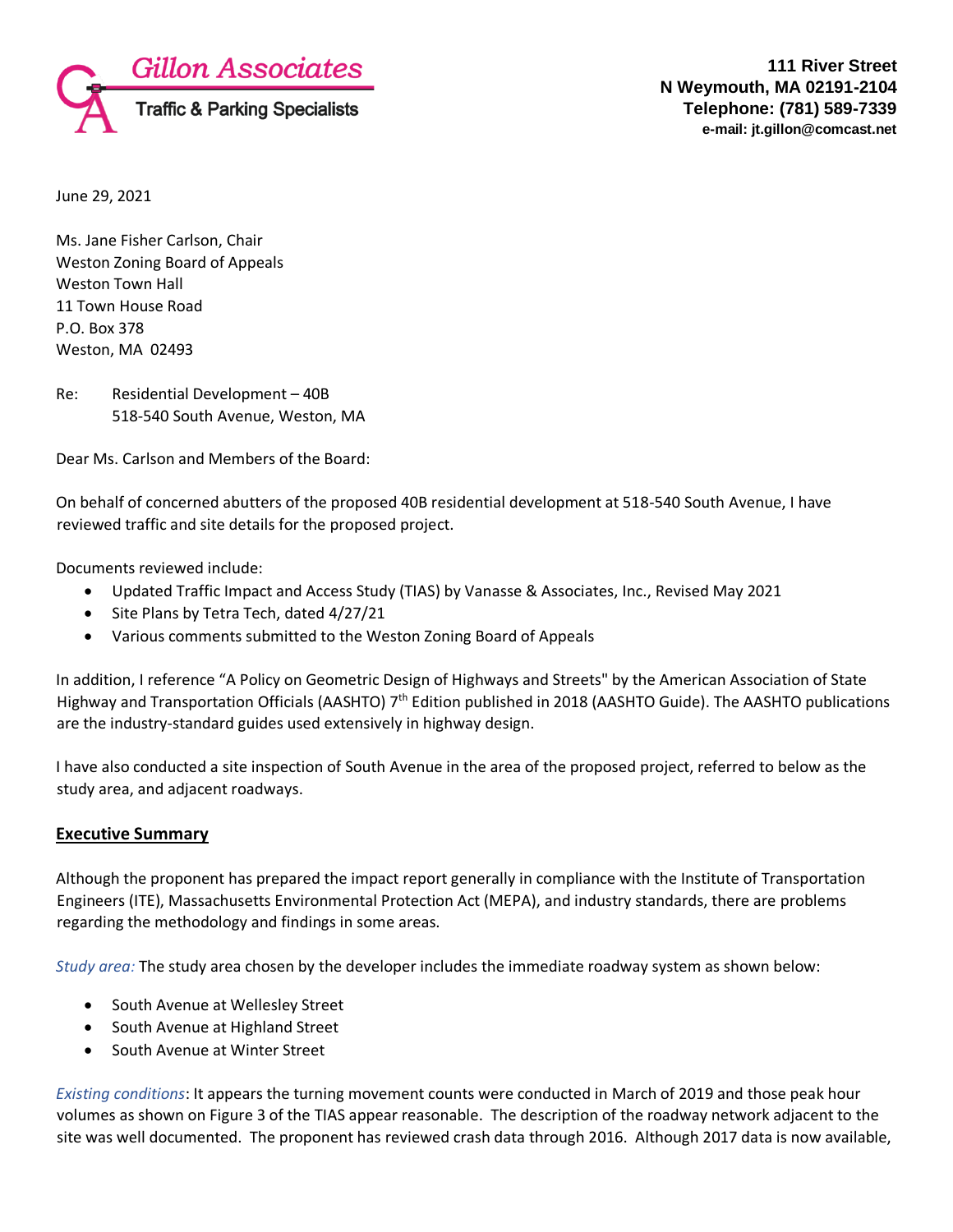Gillon Associates
Traffic & Parking Specialists

**111 River Street**
**N Weymouth, MA 02191-2104**
**Telephone: (781) 589-7339**
**e-mail: jt.gillon@comcast.net**

June 29, 2021

Ms. Jane Fisher Carlson, Chair
Weston Zoning Board of Appeals
Weston Town Hall
11 Town House Road
P.O. Box 378
Weston, MA 02493

Re: Residential Development – 40B
518-540 South Avenue, Weston, MA

Dear Ms. Carlson and Members of the Board:

On behalf of concerned abutters of the proposed 40B residential development at 518-540 South Avenue, I have reviewed traffic and site details for the proposed project.

Documents reviewed include:

- Updated Traffic Impact and Access Study (TIAS) by Vanasse & Associates, Inc., Revised May 2021
- Site Plans by Tetra Tech, dated 4/27/21
- Various comments submitted to the Weston Zoning Board of Appeals

In addition, I reference "A Policy on Geometric Design of Highways and Streets" by the American Association of State Highway and Transportation Officials (AASHTO) 7th Edition published in 2018 (AASHTO Guide). The AASHTO publications are the industry-standard guides used extensively in highway design.

I have also conducted a site inspection of South Avenue in the area of the proposed project, referred to below as the study area, and adjacent roadways.

## Executive Summary

Although the proponent has prepared the impact report generally in compliance with the Institute of Transportation Engineers (ITE), Massachusetts Environmental Protection Act (MEPA), and industry standards, there are problems regarding the methodology and findings in some areas.

*Study area:* The study area chosen by the developer includes the immediate roadway system as shown below:

- South Avenue at Wellesley Street
- South Avenue at Highland Street
- South Avenue at Winter Street

*Existing conditions*: It appears the turning movement counts were conducted in March of 2019 and those peak hour volumes as shown on Figure 3 of the TIAS appear reasonable. The description of the roadway network adjacent to the site was well documented. The proponent has reviewed crash data through 2016. Although 2017 data is now available,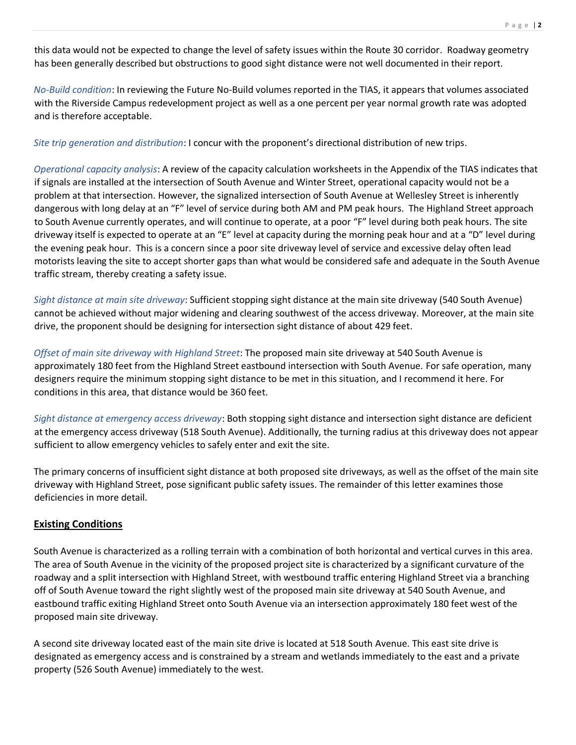this data would not be expected to change the level of safety issues within the Route 30 corridor. Roadway geometry has been generally described but obstructions to good sight distance were not well documented in their report.

*No-Build condition*: In reviewing the Future No-Build volumes reported in the TIAS, it appears that volumes associated with the Riverside Campus redevelopment project as well as a one percent per year normal growth rate was adopted and is therefore acceptable.

*Site trip generation and distribution*: I concur with the proponent's directional distribution of new trips.

*Operational capacity analysis*: A review of the capacity calculation worksheets in the Appendix of the TIAS indicates that if signals are installed at the intersection of South Avenue and Winter Street, operational capacity would not be a problem at that intersection. However, the signalized intersection of South Avenue at Wellesley Street is inherently dangerous with long delay at an "F" level of service during both AM and PM peak hours. The Highland Street approach to South Avenue currently operates, and will continue to operate, at a poor "F" level during both peak hours. The site driveway itself is expected to operate at an "E" level at capacity during the morning peak hour and at a "D" level during the evening peak hour. This is a concern since a poor site driveway level of service and excessive delay often lead motorists leaving the site to accept shorter gaps than what would be considered safe and adequate in the South Avenue traffic stream, thereby creating a safety issue.

*Sight distance at main site driveway*: Sufficient stopping sight distance at the main site driveway (540 South Avenue) cannot be achieved without major widening and clearing southwest of the access driveway. Moreover, at the main site drive, the proponent should be designing for intersection sight distance of about 429 feet.

*Offset of main site driveway with Highland Street*: The proposed main site driveway at 540 South Avenue is approximately 180 feet from the Highland Street eastbound intersection with South Avenue. For safe operation, many designers require the minimum stopping sight distance to be met in this situation, and I recommend it here. For conditions in this area, that distance would be 360 feet.

*Sight distance at emergency access driveway*: Both stopping sight distance and intersection sight distance are deficient at the emergency access driveway (518 South Avenue). Additionally, the turning radius at this driveway does not appear sufficient to allow emergency vehicles to safely enter and exit the site.

The primary concerns of insufficient sight distance at both proposed site driveways, as well as the offset of the main site driveway with Highland Street, pose significant public safety issues. The remainder of this letter examines those deficiencies in more detail.

## **Existing Conditions**

South Avenue is characterized as a rolling terrain with a combination of both horizontal and vertical curves in this area. The area of South Avenue in the vicinity of the proposed project site is characterized by a significant curvature of the roadway and a split intersection with Highland Street, with westbound traffic entering Highland Street via a branching off of South Avenue toward the right slightly west of the proposed main site driveway at 540 South Avenue, and eastbound traffic exiting Highland Street onto South Avenue via an intersection approximately 180 feet west of the proposed main site driveway.

A second site driveway located east of the main site drive is located at 518 South Avenue. This east site drive is designated as emergency access and is constrained by a stream and wetlands immediately to the east and a private property (526 South Avenue) immediately to the west.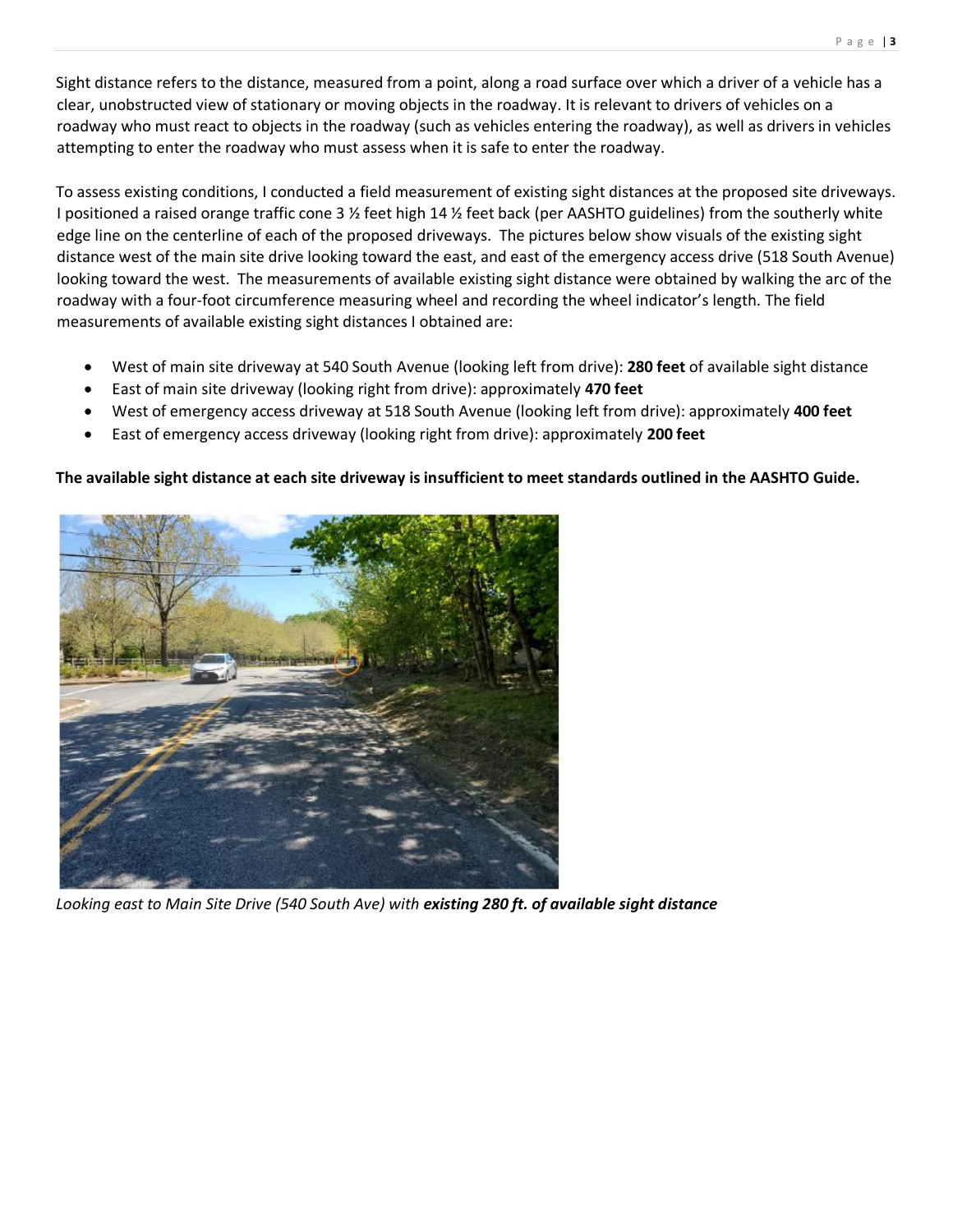Sight distance refers to the distance, measured from a point, along a road surface over which a driver of a vehicle has a clear, unobstructed view of stationary or moving objects in the roadway. It is relevant to drivers of vehicles on a roadway who must react to objects in the roadway (such as vehicles entering the roadway), as well as drivers in vehicles attempting to enter the roadway who must assess when it is safe to enter the roadway.

To assess existing conditions, I conducted a field measurement of existing sight distances at the proposed site driveways. I positioned a raised orange traffic cone 3 ½ feet high 14 ½ feet back (per AASHTO guidelines) from the southerly white edge line on the centerline of each of the proposed driveways. The pictures below show visuals of the existing sight distance west of the main site drive looking toward the east, and east of the emergency access drive (518 South Avenue) looking toward the west. The measurements of available existing sight distance were obtained by walking the arc of the roadway with a four-foot circumference measuring wheel and recording the wheel indicator's length. The field measurements of available existing sight distances I obtained are:

- West of main site driveway at 540 South Avenue (looking left from drive): **280 feet** of available sight distance
- East of main site driveway (looking right from drive): approximately **470 feet**
- West of emergency access driveway at 518 South Avenue (looking left from drive): approximately **400 feet**
- East of emergency access driveway (looking right from drive): approximately **200 feet**

**The available sight distance at each site driveway is insufficient to meet standards outlined in the AASHTO Guide.**

*Looking east to Main Site Drive (540 South Ave) with **existing 280 ft. of available sight distance***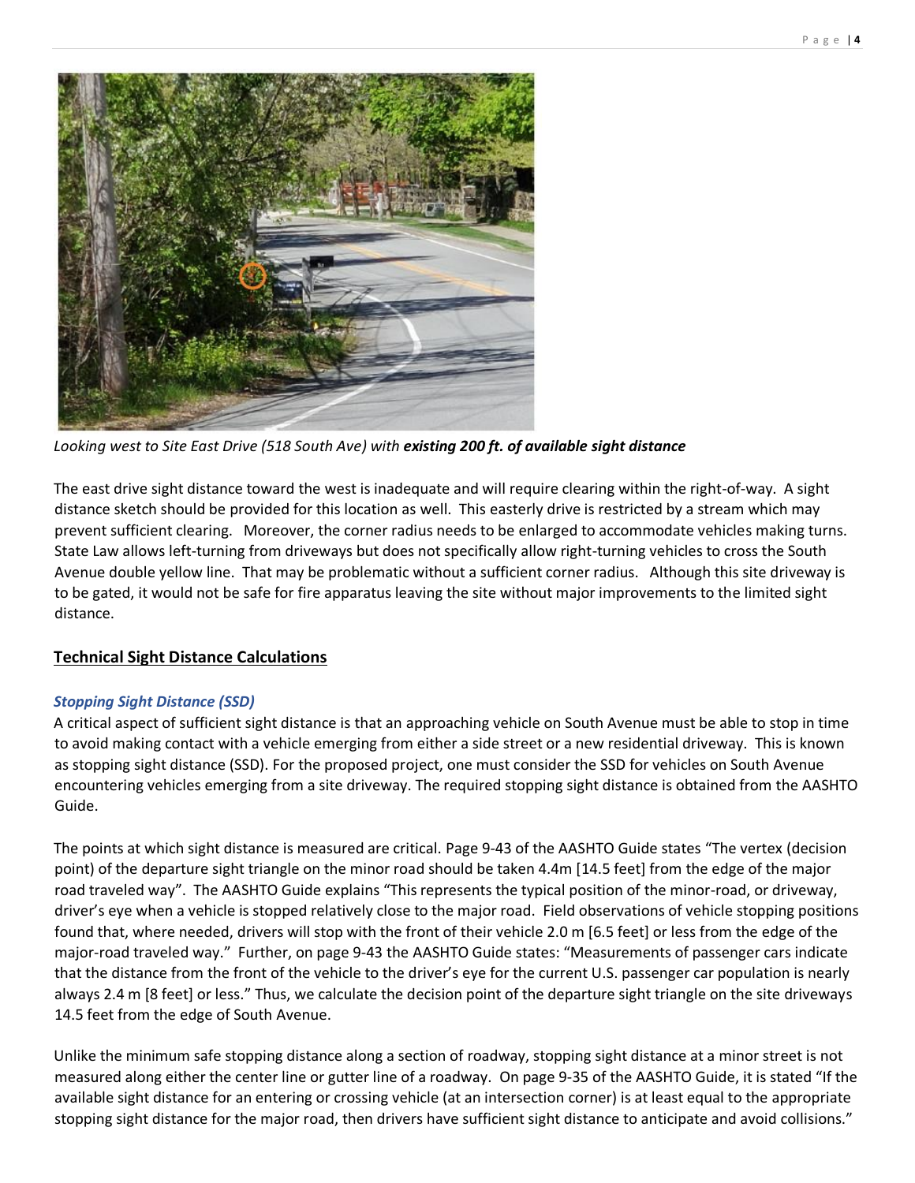*Looking west to Site East Drive (518 South Ave) with **existing 200 ft. of available sight distance***

The east drive sight distance toward the west is inadequate and will require clearing within the right-of-way. A sight distance sketch should be provided for this location as well. This easterly drive is restricted by a stream which may prevent sufficient clearing. Moreover, the corner radius needs to be enlarged to accommodate vehicles making turns. State Law allows left-turning from driveways but does not specifically allow right-turning vehicles to cross the South Avenue double yellow line. That may be problematic without a sufficient corner radius. Although this site driveway is to be gated, it would not be safe for fire apparatus leaving the site without major improvements to the limited sight distance.

## Technical Sight Distance Calculations

### *Stopping Sight Distance (SSD)*

A critical aspect of sufficient sight distance is that an approaching vehicle on South Avenue must be able to stop in time to avoid making contact with a vehicle emerging from either a side street or a new residential driveway. This is known as stopping sight distance (SSD). For the proposed project, one must consider the SSD for vehicles on South Avenue encountering vehicles emerging from a site driveway. The required stopping sight distance is obtained from the AASHTO Guide.

The points at which sight distance is measured are critical. Page 9-43 of the AASHTO Guide states "The vertex (decision point) of the departure sight triangle on the minor road should be taken 4.4m [14.5 feet] from the edge of the major road traveled way". The AASHTO Guide explains "This represents the typical position of the minor-road, or driveway, driver's eye when a vehicle is stopped relatively close to the major road. Field observations of vehicle stopping positions found that, where needed, drivers will stop with the front of their vehicle 2.0 m [6.5 feet] or less from the edge of the major-road traveled way." Further, on page 9-43 the AASHTO Guide states: "Measurements of passenger cars indicate that the distance from the front of the vehicle to the driver's eye for the current U.S. passenger car population is nearly always 2.4 m [8 feet] or less." Thus, we calculate the decision point of the departure sight triangle on the site driveways 14.5 feet from the edge of South Avenue.

Unlike the minimum safe stopping distance along a section of roadway, stopping sight distance at a minor street is not measured along either the center line or gutter line of a roadway. On page 9-35 of the AASHTO Guide, it is stated "If the available sight distance for an entering or crossing vehicle (at an intersection corner) is at least equal to the appropriate stopping sight distance for the major road, then drivers have sufficient sight distance to anticipate and avoid collisions."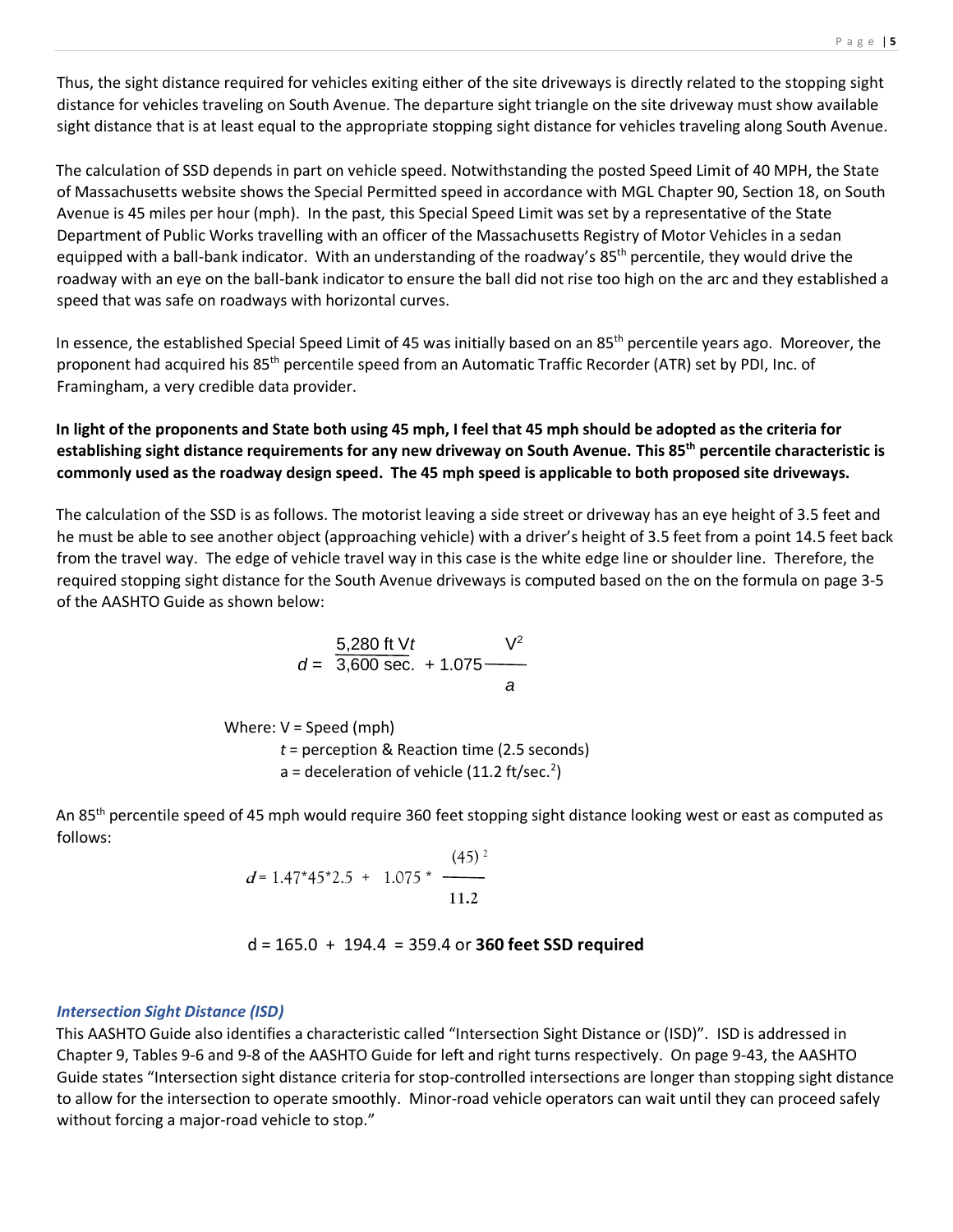Thus, the sight distance required for vehicles exiting either of the site driveways is directly related to the stopping sight distance for vehicles traveling on South Avenue. The departure sight triangle on the site driveway must show available sight distance that is at least equal to the appropriate stopping sight distance for vehicles traveling along South Avenue.

The calculation of SSD depends in part on vehicle speed. Notwithstanding the posted Speed Limit of 40 MPH, the State of Massachusetts website shows the Special Permitted speed in accordance with MGL Chapter 90, Section 18, on South Avenue is 45 miles per hour (mph). In the past, this Special Speed Limit was set by a representative of the State Department of Public Works travelling with an officer of the Massachusetts Registry of Motor Vehicles in a sedan equipped with a ball-bank indicator. With an understanding of the roadway's 85th percentile, they would drive the roadway with an eye on the ball-bank indicator to ensure the ball did not rise too high on the arc and they established a speed that was safe on roadways with horizontal curves.

In essence, the established Special Speed Limit of 45 was initially based on an 85th percentile years ago. Moreover, the proponent had acquired his 85th percentile speed from an Automatic Traffic Recorder (ATR) set by PDI, Inc. of Framingham, a very credible data provider.

**In light of the proponents and State both using 45 mph, I feel that 45 mph should be adopted as the criteria for establishing sight distance requirements for any new driveway on South Avenue. This 85th percentile characteristic is commonly used as the roadway design speed. The 45 mph speed is applicable to both proposed site driveways.**

The calculation of the SSD is as follows. The motorist leaving a side street or driveway has an eye height of 3.5 feet and he must be able to see another object (approaching vehicle) with a driver's height of 3.5 feet from a point 14.5 feet back from the travel way. The edge of vehicle travel way in this case is the white edge line or shoulder line. Therefore, the required stopping sight distance for the South Avenue driveways is computed based on the on the formula on page 3-5 of the AASHTO Guide as shown below:

$$d = \frac{5{,}280 \text{ ft } Vt}{3{,}600 \text{ sec.}} + 1.075\frac{V^2}{a}$$

Where: V = Speed (mph)
*t* = perception & Reaction time (2.5 seconds)
a = deceleration of vehicle (11.2 ft/sec.$^2$)

An 85th percentile speed of 45 mph would require 360 feet stopping sight distance looking west or east as computed as follows:

$$d = 1.47*45*2.5 + 1.075 * \frac{(45)^2}{11.2}$$

d = 165.0 + 194.4 = 359.4 or **360 feet SSD required**

### *Intersection Sight Distance (ISD)*

This AASHTO Guide also identifies a characteristic called "Intersection Sight Distance or (ISD)". ISD is addressed in Chapter 9, Tables 9-6 and 9-8 of the AASHTO Guide for left and right turns respectively. On page 9-43, the AASHTO Guide states "Intersection sight distance criteria for stop-controlled intersections are longer than stopping sight distance to allow for the intersection to operate smoothly. Minor-road vehicle operators can wait until they can proceed safely without forcing a major-road vehicle to stop."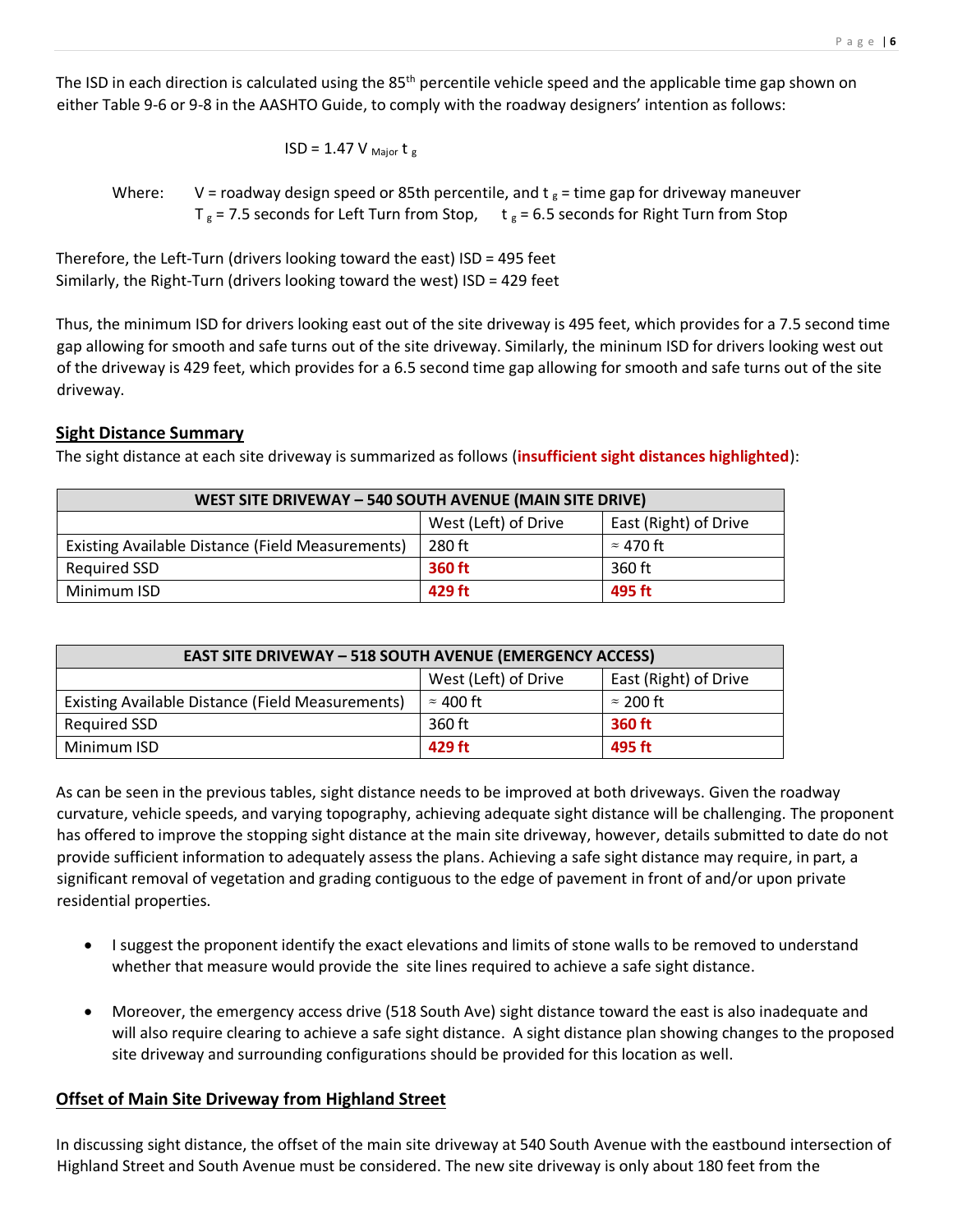The ISD in each direction is calculated using the 85[th] percentile vehicle speed and the applicable time gap shown on either Table 9-6 or 9-8 in the AASHTO Guide, to comply with the roadway designers' intention as follows:

$$ISD = 1.47\, V_{Major}\, t_{g}$$

Where: V = roadway design speed or 85th percentile, and $t_g$ = time gap for driveway maneuver
$T_g$ = 7.5 seconds for Left Turn from Stop, $t_g$ = 6.5 seconds for Right Turn from Stop

Therefore, the Left-Turn (drivers looking toward the east) ISD = 495 feet
Similarly, the Right-Turn (drivers looking toward the west) ISD = 429 feet

Thus, the minimum ISD for drivers looking east out of the site driveway is 495 feet, which provides for a 7.5 second time gap allowing for smooth and safe turns out of the site driveway. Similarly, the mininum ISD for drivers looking west out of the driveway is 429 feet, which provides for a 6.5 second time gap allowing for smooth and safe turns out of the site driveway.

## Sight Distance Summary

The sight distance at each site driveway is summarized as follows (**insufficient sight distances highlighted**):

| WEST SITE DRIVEWAY – 540 SOUTH AVENUE (MAIN SITE DRIVE) | | |
|---|---|---|
| | West (Left) of Drive | East (Right) of Drive |
| Existing Available Distance (Field Measurements) | 280 ft | ≈ 470 ft |
| Required SSD | **360 ft** | 360 ft |
| Minimum ISD | **429 ft** | **495 ft** |

| EAST SITE DRIVEWAY – 518 SOUTH AVENUE (EMERGENCY ACCESS) | | |
|---|---|---|
| | West (Left) of Drive | East (Right) of Drive |
| Existing Available Distance (Field Measurements) | ≈ 400 ft | ≈ 200 ft |
| Required SSD | 360 ft | **360 ft** |
| Minimum ISD | **429 ft** | **495 ft** |

As can be seen in the previous tables, sight distance needs to be improved at both driveways. Given the roadway curvature, vehicle speeds, and varying topography, achieving adequate sight distance will be challenging. The proponent has offered to improve the stopping sight distance at the main site driveway, however, details submitted to date do not provide sufficient information to adequately assess the plans. Achieving a safe sight distance may require, in part, a significant removal of vegetation and grading contiguous to the edge of pavement in front of and/or upon private residential properties.

- I suggest the proponent identify the exact elevations and limits of stone walls to be removed to understand whether that measure would provide the site lines required to achieve a safe sight distance.

- Moreover, the emergency access drive (518 South Ave) sight distance toward the east is also inadequate and will also require clearing to achieve a safe sight distance. A sight distance plan showing changes to the proposed site driveway and surrounding configurations should be provided for this location as well.

## Offset of Main Site Driveway from Highland Street

In discussing sight distance, the offset of the main site driveway at 540 South Avenue with the eastbound intersection of Highland Street and South Avenue must be considered. The new site driveway is only about 180 feet from the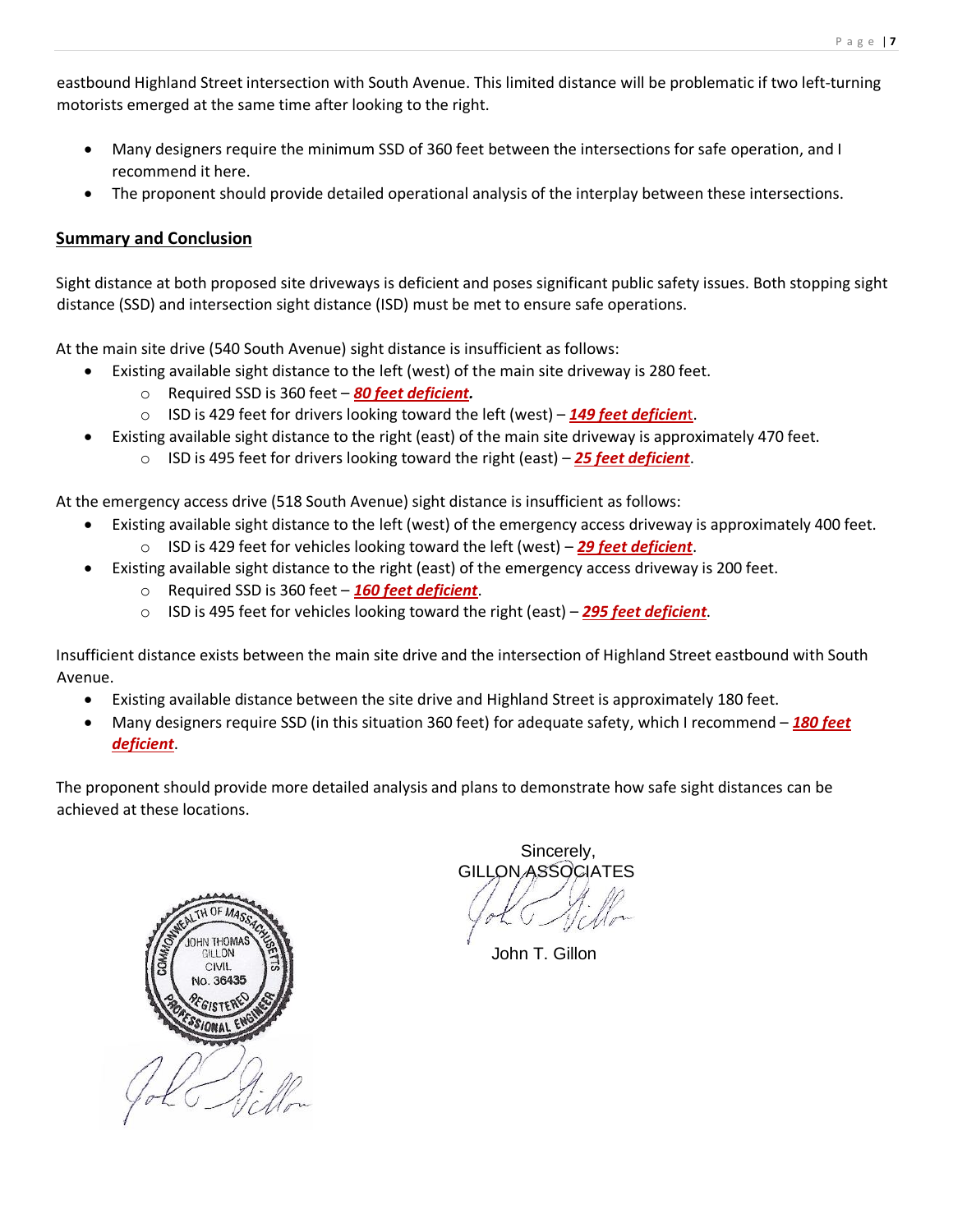eastbound Highland Street intersection with South Avenue. This limited distance will be problematic if two left-turning motorists emerged at the same time after looking to the right.

- Many designers require the minimum SSD of 360 feet between the intersections for safe operation, and I recommend it here.
- The proponent should provide detailed operational analysis of the interplay between these intersections.

## Summary and Conclusion

Sight distance at both proposed site driveways is deficient and poses significant public safety issues. Both stopping sight distance (SSD) and intersection sight distance (ISD) must be met to ensure safe operations.

At the main site drive (540 South Avenue) sight distance is insufficient as follows:

- Existing available sight distance to the left (west) of the main site driveway is 280 feet.
  - Required SSD is 360 feet – ***80 feet deficient.***
  - ISD is 429 feet for drivers looking toward the left (west) – ***149 feet deficient***.
- Existing available sight distance to the right (east) of the main site driveway is approximately 470 feet.
  - ISD is 495 feet for drivers looking toward the right (east) – ***25 feet deficient***.

At the emergency access drive (518 South Avenue) sight distance is insufficient as follows:

- Existing available sight distance to the left (west) of the emergency access driveway is approximately 400 feet.
  - ISD is 429 feet for vehicles looking toward the left (west) – ***29 feet deficient***.
- Existing available sight distance to the right (east) of the emergency access driveway is 200 feet.
  - Required SSD is 360 feet – ***160 feet deficient***.
  - ISD is 495 feet for vehicles looking toward the right (east) – ***295 feet deficient***.

Insufficient distance exists between the main site drive and the intersection of Highland Street eastbound with South Avenue.

- Existing available distance between the site drive and Highland Street is approximately 180 feet.
- Many designers require SSD (in this situation 360 feet) for adequate safety, which I recommend – ***180 feet deficient***.

The proponent should provide more detailed analysis and plans to demonstrate how safe sight distances can be achieved at these locations.

COMMONWEALTH OF MASSACHUSETTS
JOHN THOMAS GILLON
CIVIL
No. 36435
REGISTERED PROFESSIONAL ENGINEER

Sincerely,
GILLON ASSOCIATES

John T. Gillon